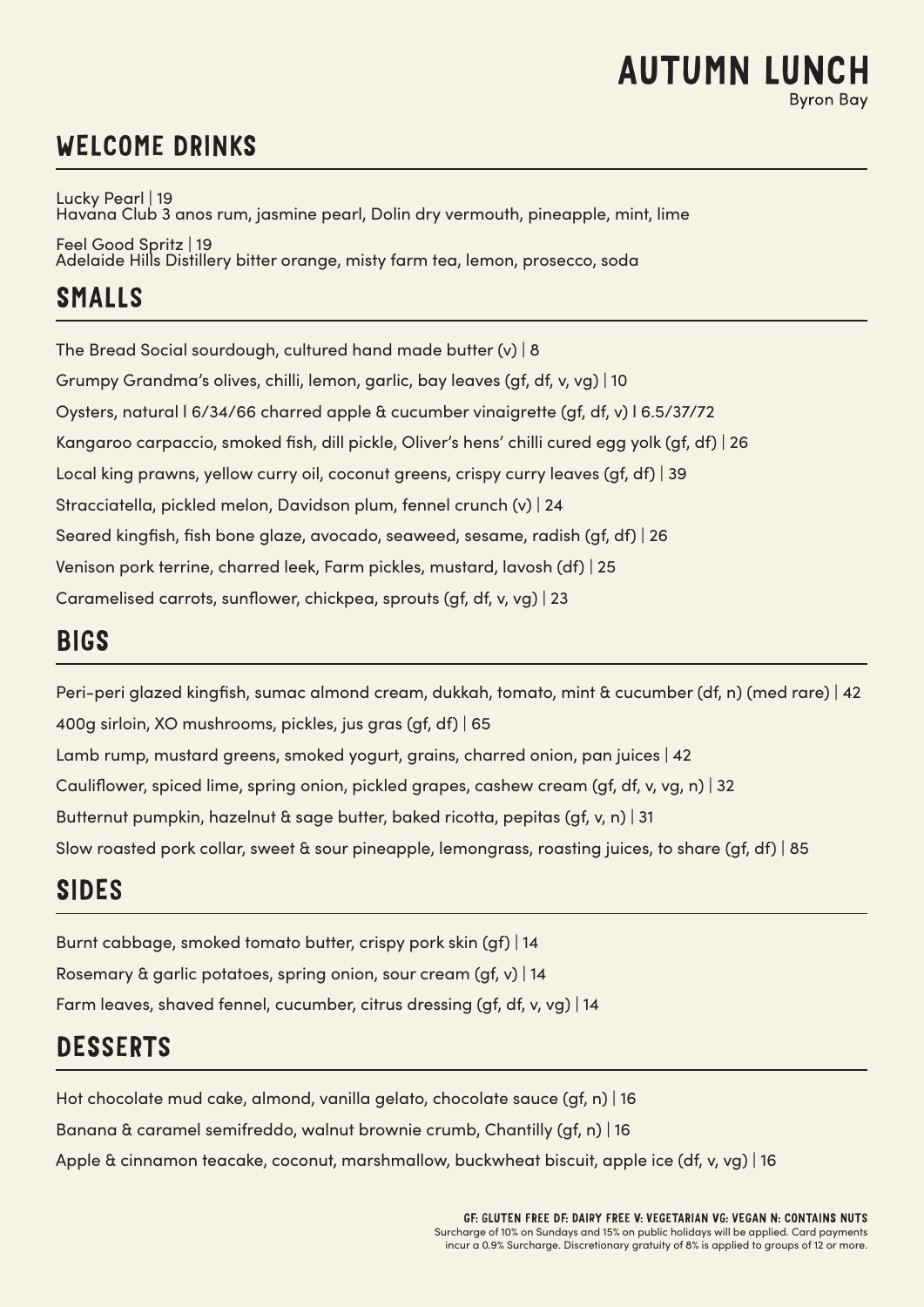# AUTUMN LUNCH

Byron Bay

## WELCOME DRINKS

Lucky Pearl | 19
Havana Club 3 anos rum, jasmine pearl, Dolin dry vermouth, pineapple, mint, lime

Feel Good Spritz | 19
Adelaide Hills Distillery bitter orange, misty farm tea, lemon, prosecco, soda

## SMALLS

The Bread Social sourdough, cultured hand made butter (v) | 8

Grumpy Grandma's olives, chilli, lemon, garlic, bay leaves (gf, df, v, vg) | 10

Oysters, natural l 6/34/66 charred apple & cucumber vinaigrette (gf, df, v) l 6.5/37/72

Kangaroo carpaccio, smoked fish, dill pickle, Oliver's hens' chilli cured egg yolk (gf, df) | 26

Local king prawns, yellow curry oil, coconut greens, crispy curry leaves (gf, df) | 39

Stracciatella, pickled melon, Davidson plum, fennel crunch (v) | 24

Seared kingfish, fish bone glaze, avocado, seaweed, sesame, radish (gf, df) | 26

Venison pork terrine, charred leek, Farm pickles, mustard, lavosh (df) | 25

Caramelised carrots, sunflower, chickpea, sprouts (gf, df, v, vg) | 23

## BIGS

Peri-peri glazed kingfish, sumac almond cream, dukkah, tomato, mint & cucumber (df, n) (med rare) | 42

400g sirloin, XO mushrooms, pickles, jus gras (gf, df) | 65

Lamb rump, mustard greens, smoked yogurt, grains, charred onion, pan juices | 42

Cauliflower, spiced lime, spring onion, pickled grapes, cashew cream (gf, df, v, vg, n) | 32

Butternut pumpkin, hazelnut & sage butter, baked ricotta, pepitas (gf, v, n) | 31

Slow roasted pork collar, sweet & sour pineapple, lemongrass, roasting juices, to share (gf, df) | 85

## SIDES

Burnt cabbage, smoked tomato butter, crispy pork skin (gf) | 14

Rosemary & garlic potatoes, spring onion, sour cream (gf, v) | 14

Farm leaves, shaved fennel, cucumber, citrus dressing (gf, df, v, vg) | 14

## DESSERTS

Hot chocolate mud cake, almond, vanilla gelato, chocolate sauce (gf, n) | 16

Banana & caramel semifreddo, walnut brownie crumb, Chantilly (gf, n) | 16

Apple & cinnamon teacake, coconut, marshmallow, buckwheat biscuit, apple ice (df, v, vg) | 16

**GF: GLUTEN FREE DF: DAIRY FREE V: VEGETARIAN VG: VEGAN N: CONTAINS NUTS**

Surcharge of 10% on Sundays and 15% on public holidays will be applied. Card payments incur a 0.9% Surcharge. Discretionary gratuity of 8% is applied to groups of 12 or more.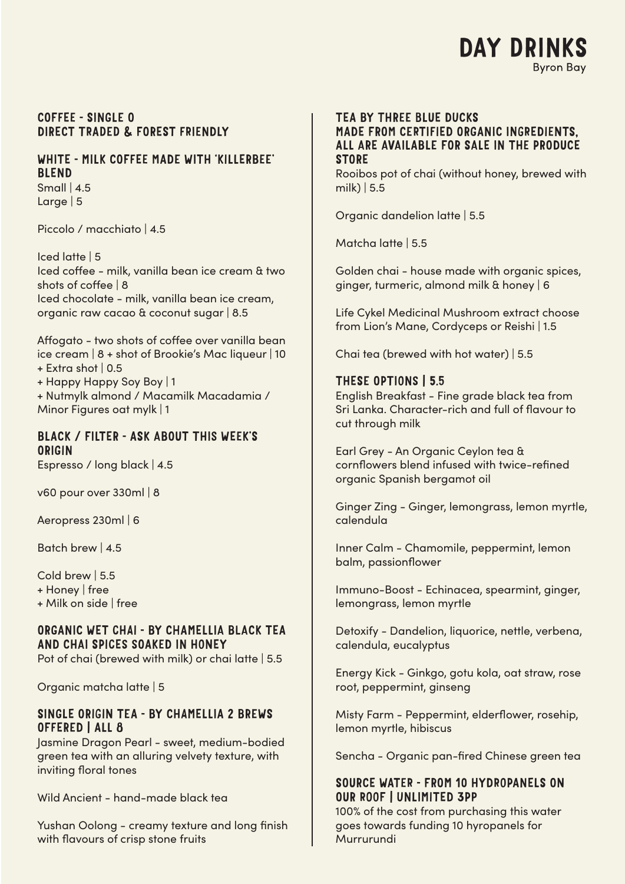# DAY DRINKS

Byron Bay

## COFFEE - SINGLE O DIRECT TRADED & FOREST FRIENDLY

### WHITE - MILK COFFEE MADE WITH 'KILLERBEE' BLEND

Small | 4.5
Large | 5

Piccolo / macchiato | 4.5

Iced latte | 5
Iced coffee - milk, vanilla bean ice cream & two shots of coffee | 8
Iced chocolate - milk, vanilla bean ice cream, organic raw cacao & coconut sugar | 8.5

Affogato - two shots of coffee over vanilla bean ice cream | 8 + shot of Brookie's Mac liqueur | 10
+ Extra shot | 0.5
+ Happy Happy Soy Boy | 1
+ Nutmylk almond / Macamilk Macadamia / Minor Figures oat mylk | 1

### BLACK / FILTER - ASK ABOUT THIS WEEK'S ORIGIN

Espresso / long black | 4.5

v60 pour over 330ml | 8

Aeropress 230ml | 6

Batch brew | 4.5

Cold brew | 5.5
+ Honey | free
+ Milk on side | free

### ORGANIC WET CHAI - BY CHAMELLIA BLACK TEA AND CHAI SPICES SOAKED IN HONEY

Pot of chai (brewed with milk) or chai latte | 5.5

Organic matcha latte | 5

### SINGLE ORIGIN TEA - BY CHAMELLIA 2 BREWS OFFERED | ALL 8

Jasmine Dragon Pearl - sweet, medium-bodied green tea with an alluring velvety texture, with inviting floral tones

Wild Ancient - hand-made black tea

Yushan Oolong - creamy texture and long finish with flavours of crisp stone fruits

## TEA BY THREE BLUE DUCKS MADE FROM CERTIFIED ORGANIC INGREDIENTS, ALL ARE AVAILABLE FOR SALE IN THE PRODUCE STORE

Rooibos pot of chai (without honey, brewed with milk) | 5.5

Organic dandelion latte | 5.5

Matcha latte | 5.5

Golden chai - house made with organic spices, ginger, turmeric, almond milk & honey | 6

Life Cykel Medicinal Mushroom extract choose from Lion's Mane, Cordyceps or Reishi | 1.5

Chai tea (brewed with hot water) | 5.5

### THESE OPTIONS | 5.5

English Breakfast - Fine grade black tea from Sri Lanka. Character-rich and full of flavour to cut through milk

Earl Grey - An Organic Ceylon tea & cornflowers blend infused with twice-refined organic Spanish bergamot oil

Ginger Zing - Ginger, lemongrass, lemon myrtle, calendula

Inner Calm - Chamomile, peppermint, lemon balm, passionflower

Immuno-Boost - Echinacea, spearmint, ginger, lemongrass, lemon myrtle

Detoxify - Dandelion, liquorice, nettle, verbena, calendula, eucalyptus

Energy Kick - Ginkgo, gotu kola, oat straw, rose root, peppermint, ginseng

Misty Farm - Peppermint, elderflower, rosehip, lemon myrtle, hibiscus

Sencha - Organic pan-fired Chinese green tea

### SOURCE WATER - FROM 10 HYDROPANELS ON OUR ROOF | UNLIMITED 3PP

100% of the cost from purchasing this water goes towards funding 10 hyropanels for Murrurundi